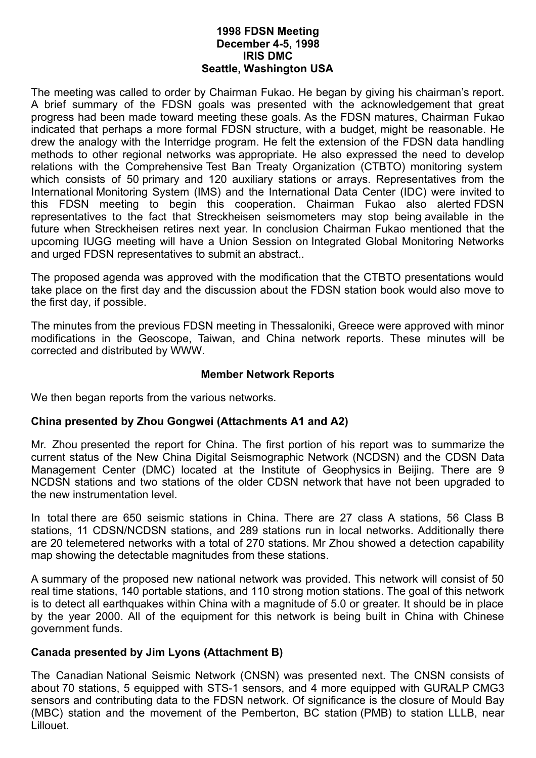# 1998 FDSN Meeting
## December 4-5, 1998
## IRIS DMC
## Seattle, Washington USA

The meeting was called to order by Chairman Fukao. He began by giving his chairman's report. A brief summary of the FDSN goals was presented with the acknowledgement that great progress had been made toward meeting these goals. As the FDSN matures, Chairman Fukao indicated that perhaps a more formal FDSN structure, with a budget, might be reasonable. He drew the analogy with the Interridge program. He felt the extension of the FDSN data handling methods to other regional networks was appropriate. He also expressed the need to develop relations with the Comprehensive Test Ban Treaty Organization (CTBTO) monitoring system which consists of 50 primary and 120 auxiliary stations or arrays. Representatives from the International Monitoring System (IMS) and the International Data Center (IDC) were invited to this FDSN meeting to begin this cooperation. Chairman Fukao also alerted FDSN representatives to the fact that Streckheisen seismometers may stop being available in the future when Streckheisen retires next year. In conclusion Chairman Fukao mentioned that the upcoming IUGG meeting will have a Union Session on Integrated Global Monitoring Networks and urged FDSN representatives to submit an abstract..

The proposed agenda was approved with the modification that the CTBTO presentations would take place on the first day and the discussion about the FDSN station book would also move to the first day, if possible.

The minutes from the previous FDSN meeting in Thessaloniki, Greece were approved with minor modifications in the Geoscope, Taiwan, and China network reports. These minutes will be corrected and distributed by WWW.

### Member Network Reports

We then began reports from the various networks.

#### China presented by Zhou Gongwei (Attachments A1 and A2)

Mr. Zhou presented the report for China. The first portion of his report was to summarize the current status of the New China Digital Seismographic Network (NCDSN) and the CDSN Data Management Center (DMC) located at the Institute of Geophysics in Beijing. There are 9 NCDSN stations and two stations of the older CDSN network that have not been upgraded to the new instrumentation level.

In total there are 650 seismic stations in China. There are 27 class A stations, 56 Class B stations, 11 CDSN/NCDSN stations, and 289 stations run in local networks. Additionally there are 20 telemetered networks with a total of 270 stations. Mr Zhou showed a detection capability map showing the detectable magnitudes from these stations.

A summary of the proposed new national network was provided. This network will consist of 50 real time stations, 140 portable stations, and 110 strong motion stations. The goal of this network is to detect all earthquakes within China with a magnitude of 5.0 or greater. It should be in place by the year 2000. All of the equipment for this network is being built in China with Chinese government funds.

#### Canada presented by Jim Lyons (Attachment B)

The Canadian National Seismic Network (CNSN) was presented next. The CNSN consists of about 70 stations, 5 equipped with STS-1 sensors, and 4 more equipped with GURALP CMG3 sensors and contributing data to the FDSN network. Of significance is the closure of Mould Bay (MBC) station and the movement of the Pemberton, BC station (PMB) to station LLLB, near Lillouet.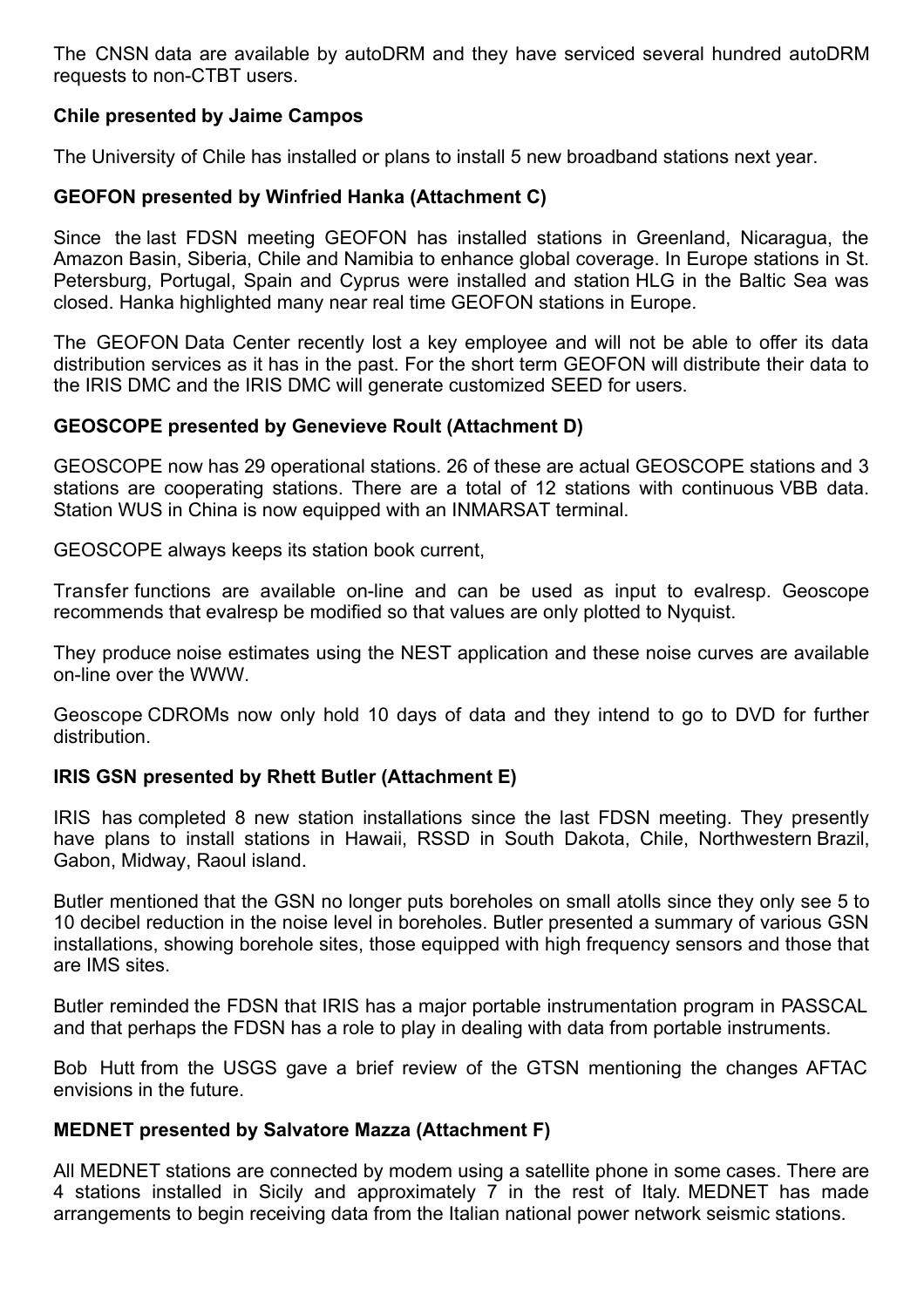The CNSN data are available by autoDRM and they have serviced several hundred autoDRM requests to non-CTBT users.

**Chile presented by Jaime Campos**

The University of Chile has installed or plans to install 5 new broadband stations next year.

**GEOFON presented by Winfried Hanka (Attachment C)**

Since the last FDSN meeting GEOFON has installed stations in Greenland, Nicaragua, the Amazon Basin, Siberia, Chile and Namibia to enhance global coverage. In Europe stations in St. Petersburg, Portugal, Spain and Cyprus were installed and station HLG in the Baltic Sea was closed. Hanka highlighted many near real time GEOFON stations in Europe.

The GEOFON Data Center recently lost a key employee and will not be able to offer its data distribution services as it has in the past. For the short term GEOFON will distribute their data to the IRIS DMC and the IRIS DMC will generate customized SEED for users.

**GEOSCOPE presented by Genevieve Roult (Attachment D)**

GEOSCOPE now has 29 operational stations. 26 of these are actual GEOSCOPE stations and 3 stations are cooperating stations. There are a total of 12 stations with continuous VBB data. Station WUS in China is now equipped with an INMARSAT terminal.

GEOSCOPE always keeps its station book current,

Transfer functions are available on-line and can be used as input to evalresp. Geoscope recommends that evalresp be modified so that values are only plotted to Nyquist.

They produce noise estimates using the NEST application and these noise curves are available on-line over the WWW.

Geoscope CDROMs now only hold 10 days of data and they intend to go to DVD for further distribution.

**IRIS GSN presented by Rhett Butler (Attachment E)**

IRIS has completed 8 new station installations since the last FDSN meeting. They presently have plans to install stations in Hawaii, RSSD in South Dakota, Chile, Northwestern Brazil, Gabon, Midway, Raoul island.

Butler mentioned that the GSN no longer puts boreholes on small atolls since they only see 5 to 10 decibel reduction in the noise level in boreholes. Butler presented a summary of various GSN installations, showing borehole sites, those equipped with high frequency sensors and those that are IMS sites.

Butler reminded the FDSN that IRIS has a major portable instrumentation program in PASSCAL and that perhaps the FDSN has a role to play in dealing with data from portable instruments.

Bob Hutt from the USGS gave a brief review of the GTSN mentioning the changes AFTAC envisions in the future.

**MEDNET presented by Salvatore Mazza (Attachment F)**

All MEDNET stations are connected by modem using a satellite phone in some cases. There are 4 stations installed in Sicily and approximately 7 in the rest of Italy. MEDNET has made arrangements to begin receiving data from the Italian national power network seismic stations.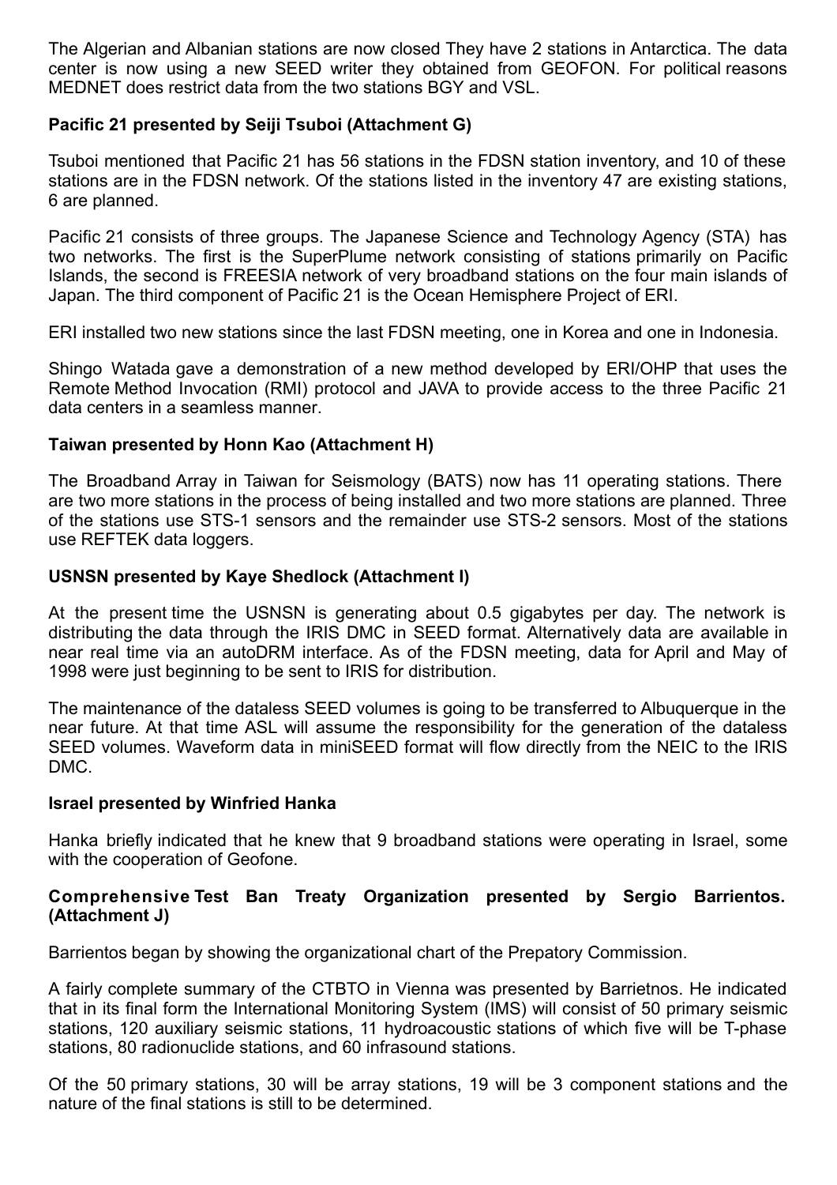The Algerian and Albanian stations are now closed They have 2 stations in Antarctica. The data center is now using a new SEED writer they obtained from GEOFON. For political reasons MEDNET does restrict data from the two stations BGY and VSL.

**Pacific 21 presented by Seiji Tsuboi (Attachment G)**

Tsuboi mentioned that Pacific 21 has 56 stations in the FDSN station inventory, and 10 of these stations are in the FDSN network. Of the stations listed in the inventory 47 are existing stations, 6 are planned.

Pacific 21 consists of three groups. The Japanese Science and Technology Agency (STA) has two networks. The first is the SuperPlume network consisting of stations primarily on Pacific Islands, the second is FREESIA network of very broadband stations on the four main islands of Japan. The third component of Pacific 21 is the Ocean Hemisphere Project of ERI.

ERI installed two new stations since the last FDSN meeting, one in Korea and one in Indonesia.

Shingo Watada gave a demonstration of a new method developed by ERI/OHP that uses the Remote Method Invocation (RMI) protocol and JAVA to provide access to the three Pacific 21 data centers in a seamless manner.

**Taiwan presented by Honn Kao (Attachment H)**

The Broadband Array in Taiwan for Seismology (BATS) now has 11 operating stations. There are two more stations in the process of being installed and two more stations are planned. Three of the stations use STS-1 sensors and the remainder use STS-2 sensors. Most of the stations use REFTEK data loggers.

**USNSN presented by Kaye Shedlock (Attachment I)**

At the present time the USNSN is generating about 0.5 gigabytes per day. The network is distributing the data through the IRIS DMC in SEED format. Alternatively data are available in near real time via an autoDRM interface. As of the FDSN meeting, data for April and May of 1998 were just beginning to be sent to IRIS for distribution.

The maintenance of the dataless SEED volumes is going to be transferred to Albuquerque in the near future. At that time ASL will assume the responsibility for the generation of the dataless SEED volumes. Waveform data in miniSEED format will flow directly from the NEIC to the IRIS DMC.

**Israel presented by Winfried Hanka**

Hanka briefly indicated that he knew that 9 broadband stations were operating in Israel, some with the cooperation of Geofone.

**Comprehensive Test Ban Treaty Organization presented by Sergio Barrientos. (Attachment J)**

Barrientos began by showing the organizational chart of the Prepatory Commission.

A fairly complete summary of the CTBTO in Vienna was presented by Barrietnos. He indicated that in its final form the International Monitoring System (IMS) will consist of 50 primary seismic stations, 120 auxiliary seismic stations, 11 hydroacoustic stations of which five will be T-phase stations, 80 radionuclide stations, and 60 infrasound stations.

Of the 50 primary stations, 30 will be array stations, 19 will be 3 component stations and the nature of the final stations is still to be determined.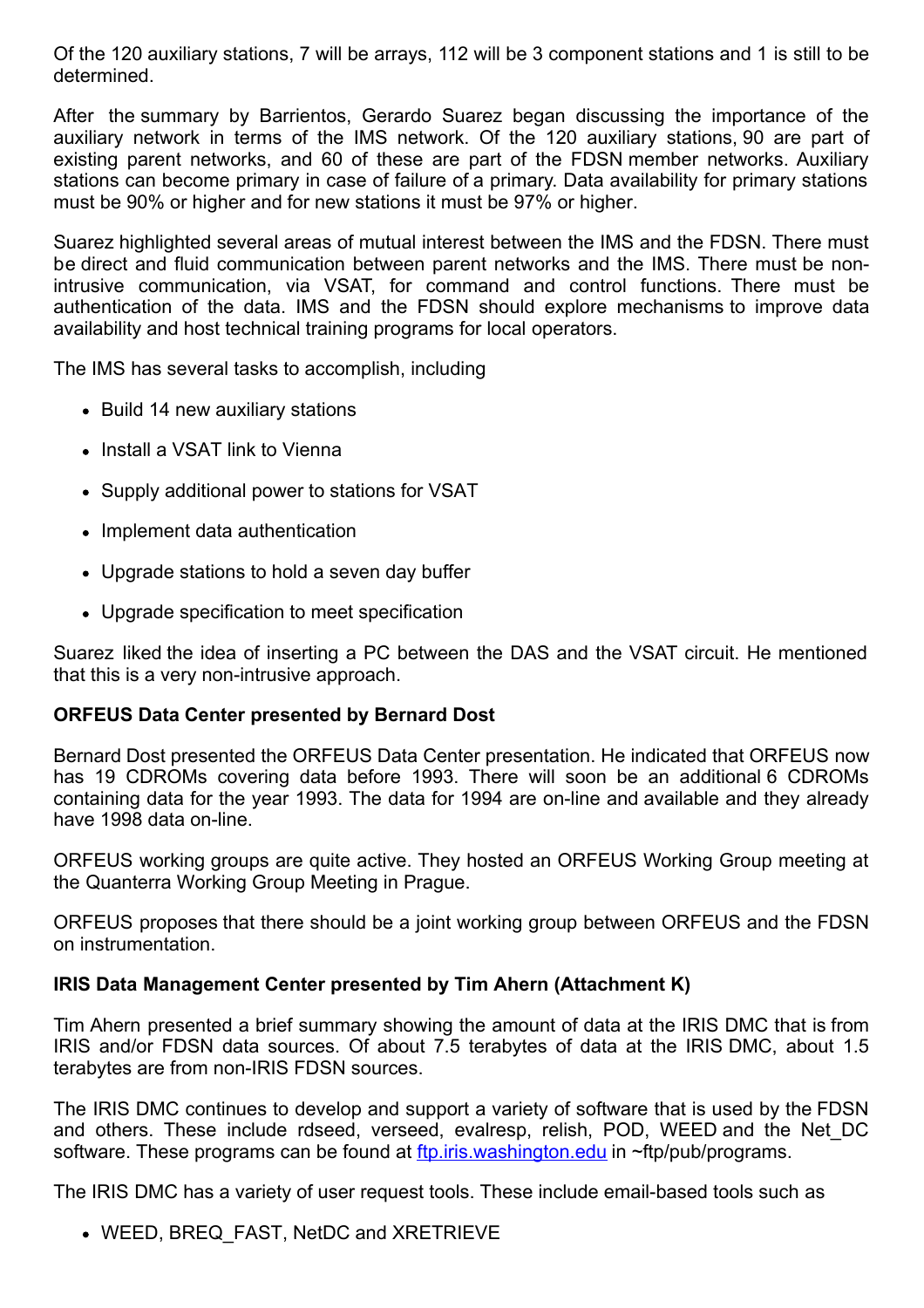Of the 120 auxiliary stations, 7 will be arrays, 112 will be 3 component stations and 1 is still to be determined.

After the summary by Barrientos, Gerardo Suarez began discussing the importance of the auxiliary network in terms of the IMS network. Of the 120 auxiliary stations, 90 are part of existing parent networks, and 60 of these are part of the FDSN member networks. Auxiliary stations can become primary in case of failure of a primary. Data availability for primary stations must be 90% or higher and for new stations it must be 97% or higher.

Suarez highlighted several areas of mutual interest between the IMS and the FDSN. There must be direct and fluid communication between parent networks and the IMS. There must be non-intrusive communication, via VSAT, for command and control functions. There must be authentication of the data. IMS and the FDSN should explore mechanisms to improve data availability and host technical training programs for local operators.

The IMS has several tasks to accomplish, including

- Build 14 new auxiliary stations
- Install a VSAT link to Vienna
- Supply additional power to stations for VSAT
- Implement data authentication
- Upgrade stations to hold a seven day buffer
- Upgrade specification to meet specification

Suarez liked the idea of inserting a PC between the DAS and the VSAT circuit. He mentioned that this is a very non-intrusive approach.

**ORFEUS Data Center presented by Bernard Dost**

Bernard Dost presented the ORFEUS Data Center presentation. He indicated that ORFEUS now has 19 CDROMs covering data before 1993. There will soon be an additional 6 CDROMs containing data for the year 1993. The data for 1994 are on-line and available and they already have 1998 data on-line.

ORFEUS working groups are quite active. They hosted an ORFEUS Working Group meeting at the Quanterra Working Group Meeting in Prague.

ORFEUS proposes that there should be a joint working group between ORFEUS and the FDSN on instrumentation.

**IRIS Data Management Center presented by Tim Ahern (Attachment K)**

Tim Ahern presented a brief summary showing the amount of data at the IRIS DMC that is from IRIS and/or FDSN data sources. Of about 7.5 terabytes of data at the IRIS DMC, about 1.5 terabytes are from non-IRIS FDSN sources.

The IRIS DMC continues to develop and support a variety of software that is used by the FDSN and others. These include rdseed, verseed, evalresp, relish, POD, WEED and the Net_DC software. These programs can be found at ftp.iris.washington.edu in ~ftp/pub/programs.

The IRIS DMC has a variety of user request tools. These include email-based tools such as

- WEED, BREQ_FAST, NetDC and XRETRIEVE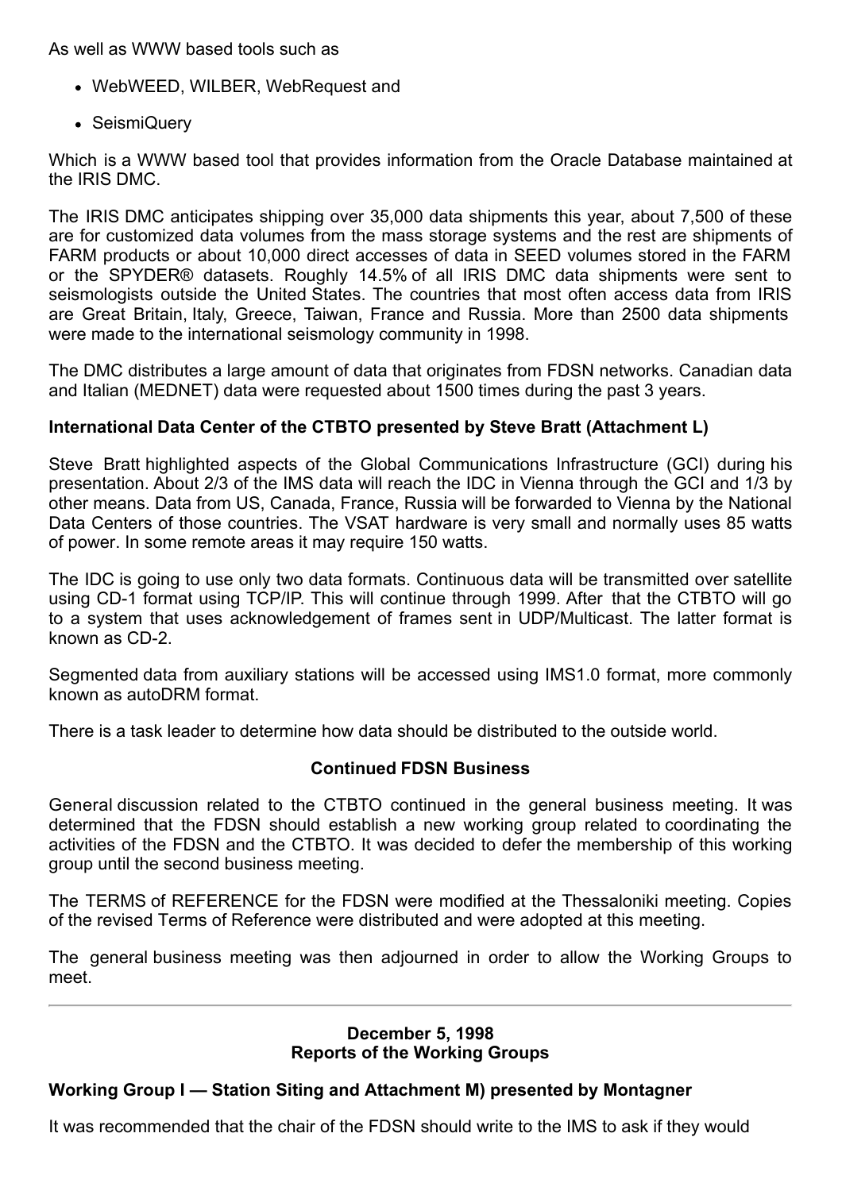As well as WWW based tools such as

- WebWEED, WILBER, WebRequest and
- SeismiQuery

Which is a WWW based tool that provides information from the Oracle Database maintained at the IRIS DMC.

The IRIS DMC anticipates shipping over 35,000 data shipments this year, about 7,500 of these are for customized data volumes from the mass storage systems and the rest are shipments of FARM products or about 10,000 direct accesses of data in SEED volumes stored in the FARM or the SPYDER® datasets. Roughly 14.5% of all IRIS DMC data shipments were sent to seismologists outside the United States. The countries that most often access data from IRIS are Great Britain, Italy, Greece, Taiwan, France and Russia. More than 2500 data shipments were made to the international seismology community in 1998.

The DMC distributes a large amount of data that originates from FDSN networks. Canadian data and Italian (MEDNET) data were requested about 1500 times during the past 3 years.

**International Data Center of the CTBTO presented by Steve Bratt (Attachment L)**

Steve Bratt highlighted aspects of the Global Communications Infrastructure (GCI) during his presentation. About 2/3 of the IMS data will reach the IDC in Vienna through the GCI and 1/3 by other means. Data from US, Canada, France, Russia will be forwarded to Vienna by the National Data Centers of those countries. The VSAT hardware is very small and normally uses 85 watts of power. In some remote areas it may require 150 watts.

The IDC is going to use only two data formats. Continuous data will be transmitted over satellite using CD-1 format using TCP/IP. This will continue through 1999. After that the CTBTO will go to a system that uses acknowledgement of frames sent in UDP/Multicast. The latter format is known as CD-2.

Segmented data from auxiliary stations will be accessed using IMS1.0 format, more commonly known as autoDRM format.

There is a task leader to determine how data should be distributed to the outside world.

**Continued FDSN Business**

General discussion related to the CTBTO continued in the general business meeting. It was determined that the FDSN should establish a new working group related to coordinating the activities of the FDSN and the CTBTO. It was decided to defer the membership of this working group until the second business meeting.

The TERMS of REFERENCE for the FDSN were modified at the Thessaloniki meeting. Copies of the revised Terms of Reference were distributed and were adopted at this meeting.

The general business meeting was then adjourned in order to allow the Working Groups to meet.

---

**December 5, 1998**
**Reports of the Working Groups**

**Working Group I — Station Siting and Attachment M) presented by Montagner**

It was recommended that the chair of the FDSN should write to the IMS to ask if they would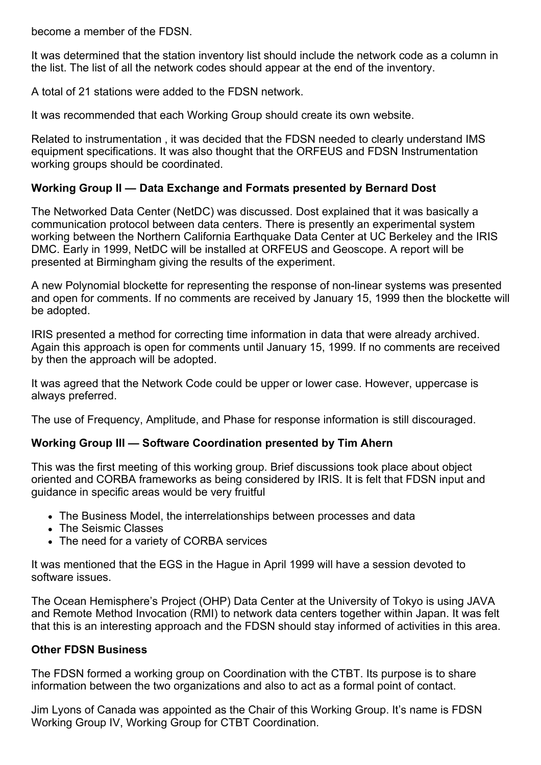become a member of the FDSN.

It was determined that the station inventory list should include the network code as a column in the list. The list of all the network codes should appear at the end of the inventory.

A total of 21 stations were added to the FDSN network.

It was recommended that each Working Group should create its own website.

Related to instrumentation , it was decided that the FDSN needed to clearly understand IMS equipment specifications. It was also thought that the ORFEUS and FDSN Instrumentation working groups should be coordinated.

**Working Group II — Data Exchange and Formats presented by Bernard Dost**

The Networked Data Center (NetDC) was discussed. Dost explained that it was basically a communication protocol between data centers. There is presently an experimental system working between the Northern California Earthquake Data Center at UC Berkeley and the IRIS DMC. Early in 1999, NetDC will be installed at ORFEUS and Geoscope. A report will be presented at Birmingham giving the results of the experiment.

A new Polynomial blockette for representing the response of non-linear systems was presented and open for comments. If no comments are received by January 15, 1999 then the blockette will be adopted.

IRIS presented a method for correcting time information in data that were already archived. Again this approach is open for comments until January 15, 1999. If no comments are received by then the approach will be adopted.

It was agreed that the Network Code could be upper or lower case. However, uppercase is always preferred.

The use of Frequency, Amplitude, and Phase for response information is still discouraged.

**Working Group III — Software Coordination presented by Tim Ahern**

This was the first meeting of this working group. Brief discussions took place about object oriented and CORBA frameworks as being considered by IRIS. It is felt that FDSN input and guidance in specific areas would be very fruitful

- The Business Model, the interrelationships between processes and data
- The Seismic Classes
- The need for a variety of CORBA services

It was mentioned that the EGS in the Hague in April 1999 will have a session devoted to software issues.

The Ocean Hemisphere's Project (OHP) Data Center at the University of Tokyo is using JAVA and Remote Method Invocation (RMI) to network data centers together within Japan. It was felt that this is an interesting approach and the FDSN should stay informed of activities in this area.

**Other FDSN Business**

The FDSN formed a working group on Coordination with the CTBT. Its purpose is to share information between the two organizations and also to act as a formal point of contact.

Jim Lyons of Canada was appointed as the Chair of this Working Group. It's name is FDSN Working Group IV, Working Group for CTBT Coordination.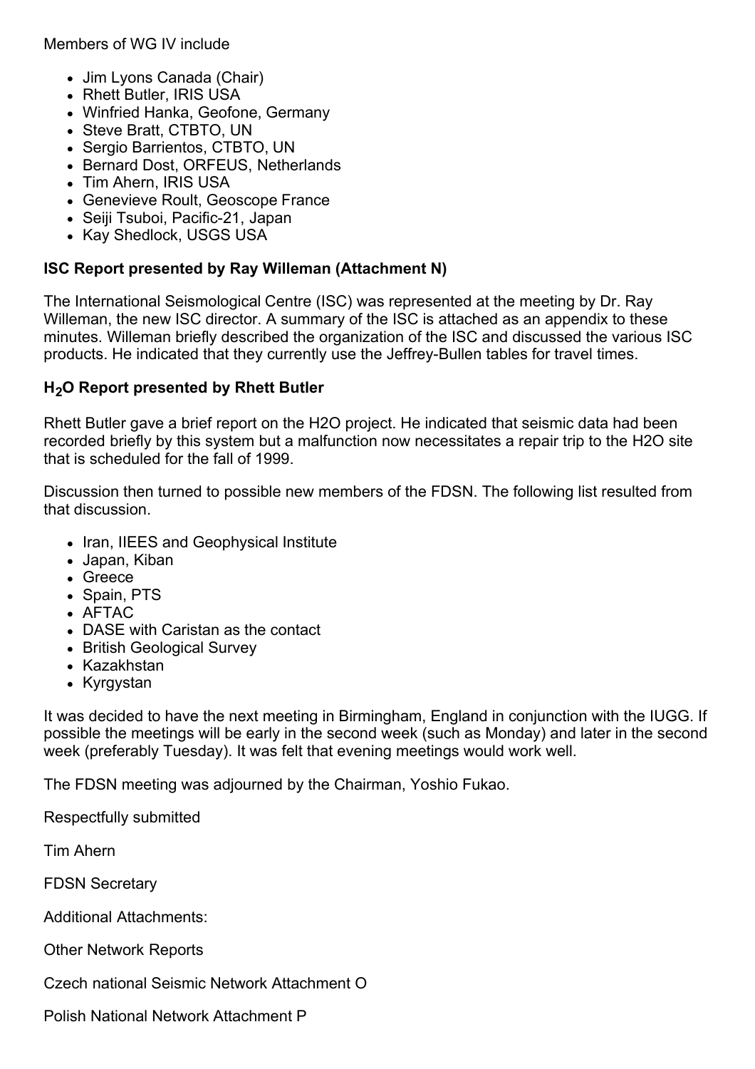Members of WG IV include

- Jim Lyons Canada (Chair)
- Rhett Butler, IRIS USA
- Winfried Hanka, Geofone, Germany
- Steve Bratt, CTBTO, UN
- Sergio Barrientos, CTBTO, UN
- Bernard Dost, ORFEUS, Netherlands
- Tim Ahern, IRIS USA
- Genevieve Roult, Geoscope France
- Seiji Tsuboi, Pacific-21, Japan
- Kay Shedlock, USGS USA

**ISC Report presented by Ray Willeman (Attachment N)**

The International Seismological Centre (ISC) was represented at the meeting by Dr. Ray Willeman, the new ISC director. A summary of the ISC is attached as an appendix to these minutes. Willeman briefly described the organization of the ISC and discussed the various ISC products. He indicated that they currently use the Jeffrey-Bullen tables for travel times.

**$H_2O$ Report presented by Rhett Butler**

Rhett Butler gave a brief report on the H2O project. He indicated that seismic data had been recorded briefly by this system but a malfunction now necessitates a repair trip to the H2O site that is scheduled for the fall of 1999.

Discussion then turned to possible new members of the FDSN. The following list resulted from that discussion.

- Iran, IIEES and Geophysical Institute
- Japan, Kiban
- Greece
- Spain, PTS
- AFTAC
- DASE with Caristan as the contact
- British Geological Survey
- Kazakhstan
- Kyrgystan

It was decided to have the next meeting in Birmingham, England in conjunction with the IUGG. If possible the meetings will be early in the second week (such as Monday) and later in the second week (preferably Tuesday). It was felt that evening meetings would work well.

The FDSN meeting was adjourned by the Chairman, Yoshio Fukao.

Respectfully submitted

Tim Ahern

FDSN Secretary

Additional Attachments:

Other Network Reports

Czech national Seismic Network Attachment O

Polish National Network Attachment P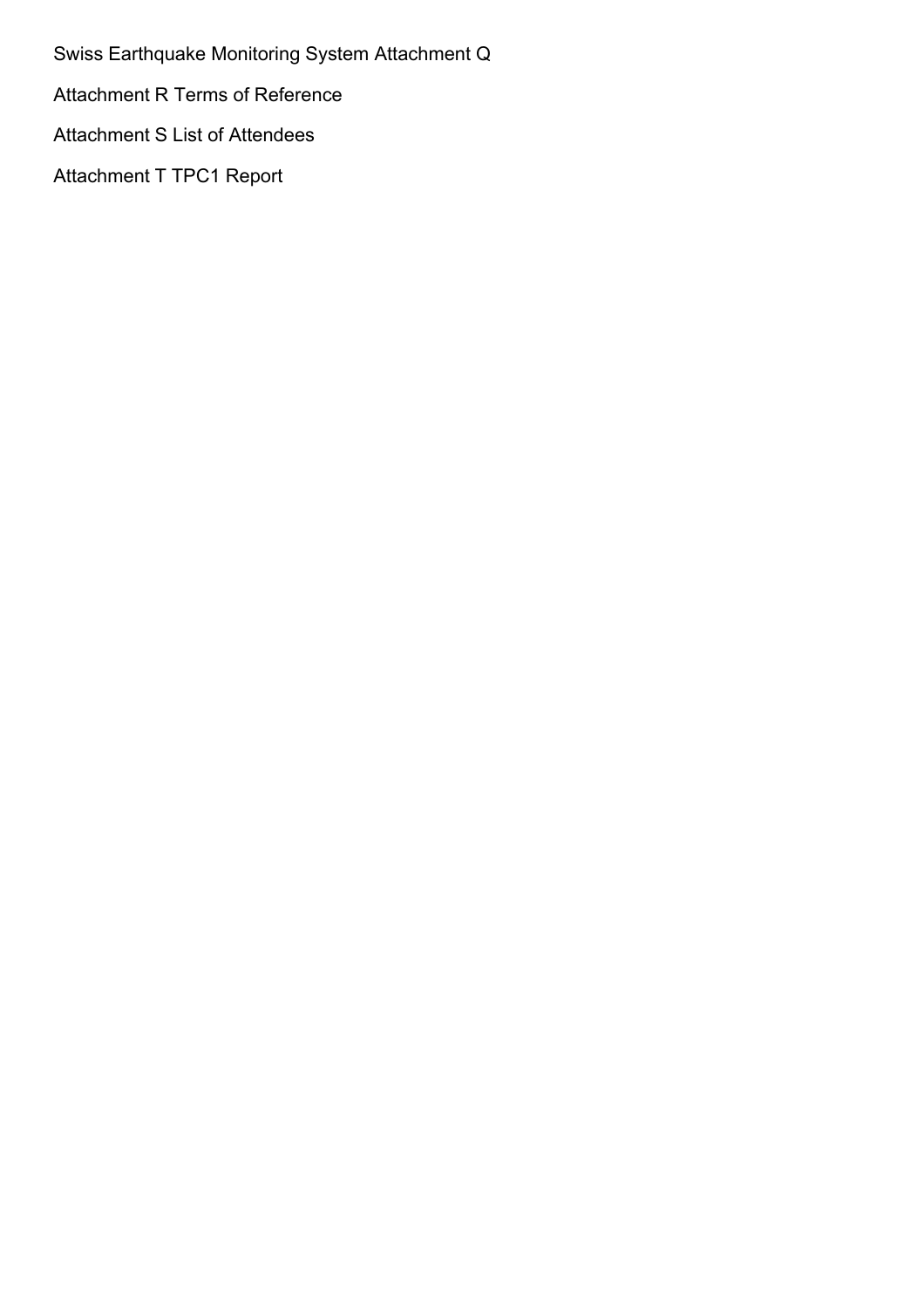Swiss Earthquake Monitoring System Attachment Q

Attachment R Terms of Reference

Attachment S List of Attendees

Attachment T TPC1 Report